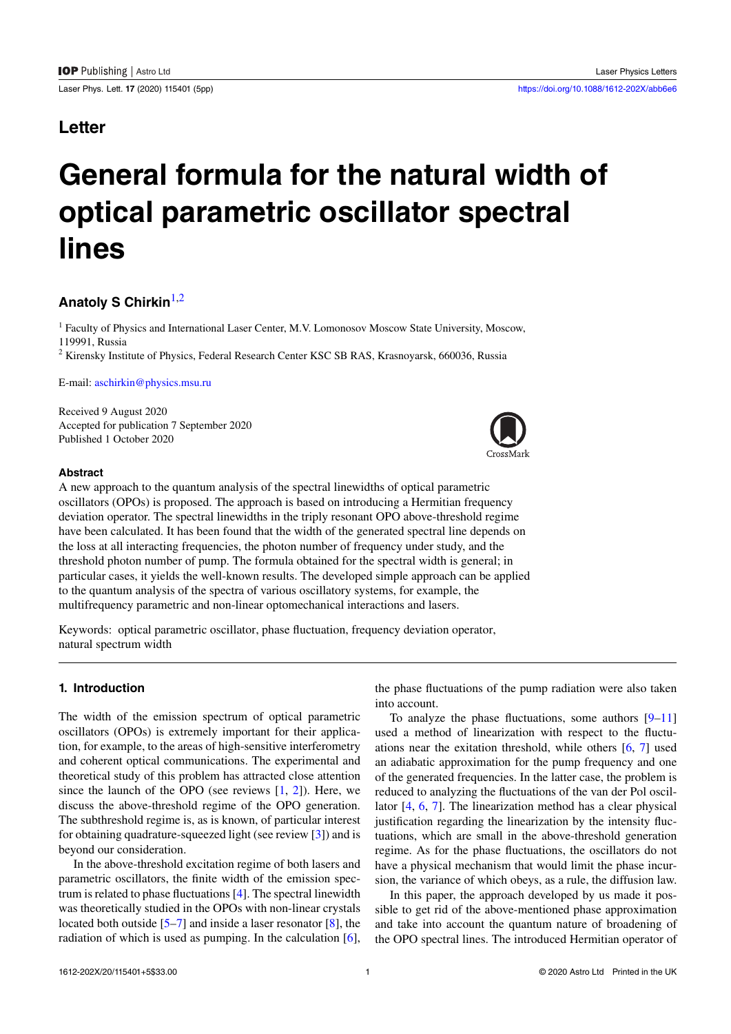Letter

# General formula for the natural width of optical parametric oscillator spectral lines

**Anatoly S Chirkin**[1,2]

[1] Faculty of Physics and International Laser Center, M.V. Lomonosov Moscow State University, Moscow, 119991, Russia

[2] Kirensky Institute of Physics, Federal Research Center KSC SB RAS, Krasnoyarsk, 660036, Russia

E-mail: aschirkin@physics.msu.ru

Received 9 August 2020
Accepted for publication 7 September 2020
Published 1 October 2020

### Abstract

A new approach to the quantum analysis of the spectral linewidths of optical parametric oscillators (OPOs) is proposed. The approach is based on introducing a Hermitian frequency deviation operator. The spectral linewidths in the triply resonant OPO above-threshold regime have been calculated. It has been found that the width of the generated spectral line depends on the loss at all interacting frequencies, the photon number of frequency under study, and the threshold photon number of pump. The formula obtained for the spectral width is general; in particular cases, it yields the well-known results. The developed simple approach can be applied to the quantum analysis of the spectra of various oscillatory systems, for example, the multifrequency parametric and non-linear optomechanical interactions and lasers.

Keywords: optical parametric oscillator, phase fluctuation, frequency deviation operator, natural spectrum width

## 1. Introduction

The width of the emission spectrum of optical parametric oscillators (OPOs) is extremely important for their application, for example, to the areas of high-sensitive interferometry and coherent optical communications. The experimental and theoretical study of this problem has attracted close attention since the launch of the OPO (see reviews [1, 2]). Here, we discuss the above-threshold regime of the OPO generation. The subthreshold regime is, as is known, of particular interest for obtaining quadrature-squeezed light (see review [3]) and is beyond our consideration.

In the above-threshold excitation regime of both lasers and parametric oscillators, the finite width of the emission spectrum is related to phase fluctuations [4]. The spectral linewidth was theoretically studied in the OPOs with non-linear crystals located both outside [5–7] and inside a laser resonator [8], the radiation of which is used as pumping. In the calculation [6], the phase fluctuations of the pump radiation were also taken into account.

To analyze the phase fluctuations, some authors [9–11] used a method of linearization with respect to the fluctuations near the exitation threshold, while others [6, 7] used an adiabatic approximation for the pump frequency and one of the generated frequencies. In the latter case, the problem is reduced to analyzing the fluctuations of the van der Pol oscillator [4, 6, 7]. The linearization method has a clear physical justification regarding the linearization by the intensity fluctuations, which are small in the above-threshold generation regime. As for the phase fluctuations, the oscillators do not have a physical mechanism that would limit the phase incursion, the variance of which obeys, as a rule, the diffusion law.

In this paper, the approach developed by us made it possible to get rid of the above-mentioned phase approximation and take into account the quantum nature of broadening of the OPO spectral lines. The introduced Hermitian operator of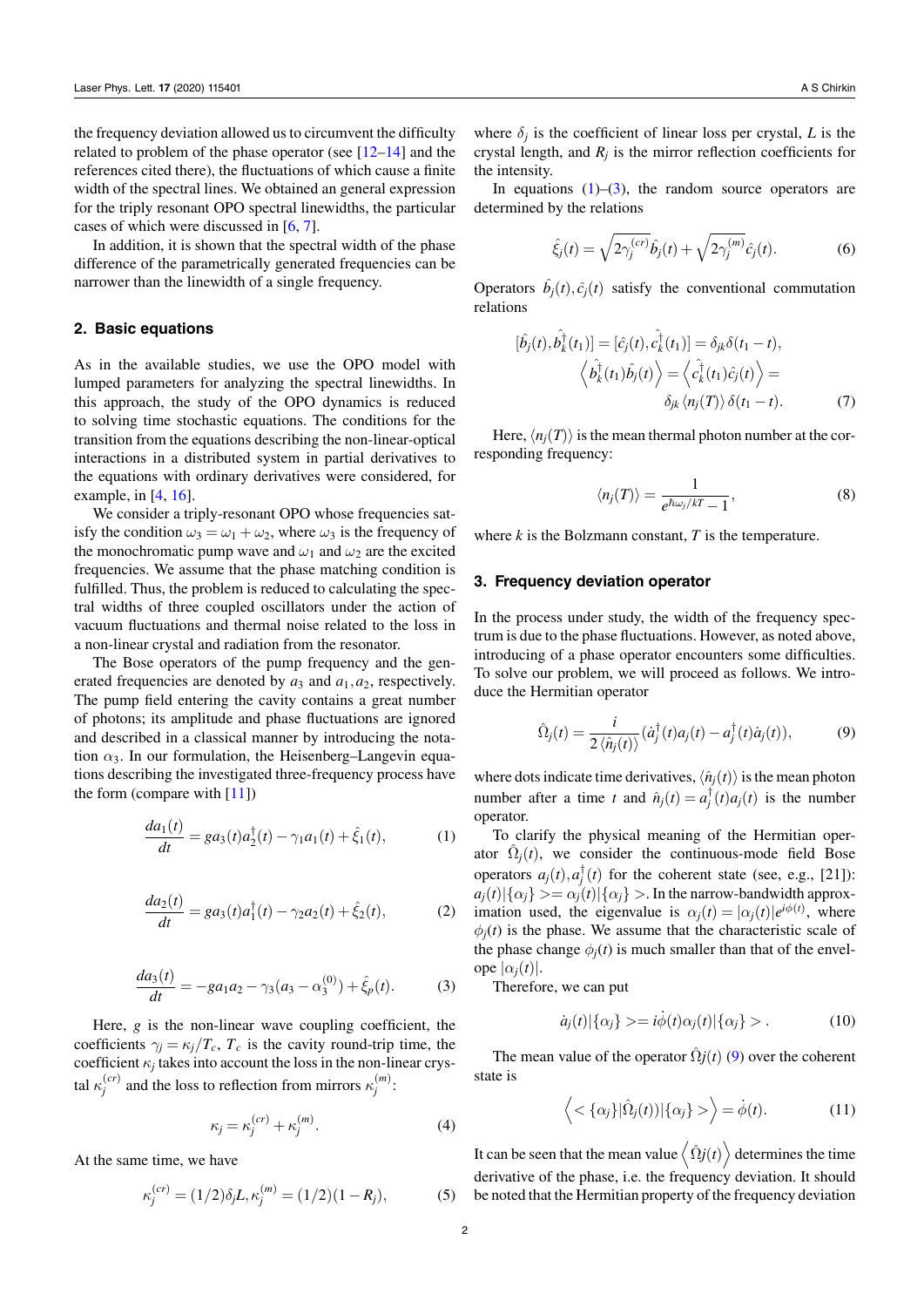the frequency deviation allowed us to circumvent the difficulty related to problem of the phase operator (see [12–14] and the references cited there), the fluctuations of which cause a finite width of the spectral lines. We obtained an general expression for the triply resonant OPO spectral linewidths, the particular cases of which were discussed in [6, 7].

In addition, it is shown that the spectral width of the phase difference of the parametrically generated frequencies can be narrower than the linewidth of a single frequency.

## 2. Basic equations

As in the available studies, we use the OPO model with lumped parameters for analyzing the spectral linewidths. In this approach, the study of the OPO dynamics is reduced to solving time stochastic equations. The conditions for the transition from the equations describing the non-linear-optical interactions in a distributed system in partial derivatives to the equations with ordinary derivatives were considered, for example, in [4, 16].

We consider a triply-resonant OPO whose frequencies satisfy the condition $\omega_3 = \omega_1 + \omega_2$, where $\omega_3$ is the frequency of the monochromatic pump wave and $\omega_1$ and $\omega_2$ are the excited frequencies. We assume that the phase matching condition is fulfilled. Thus, the problem is reduced to calculating the spectral widths of three coupled oscillators under the action of vacuum fluctuations and thermal noise related to the loss in a non-linear crystal and radiation from the resonator.

The Bose operators of the pump frequency and the generated frequencies are denoted by $a_3$ and $a_1, a_2$, respectively. The pump field entering the cavity contains a great number of photons; its amplitude and phase fluctuations are ignored and described in a classical manner by introducing the notation $\alpha_3$. In our formulation, the Heisenberg–Langevin equations describing the investigated three-frequency process have the form (compare with [11])

$$\frac{da_1(t)}{dt} = g a_3(t) a_2^\dagger(t) - \gamma_1 a_1(t) + \hat{\xi}_1(t), \tag{1}$$

$$\frac{da_2(t)}{dt} = g a_3(t) a_1^\dagger(t) - \gamma_2 a_2(t) + \hat{\xi}_2(t), \tag{2}$$

$$\frac{da_3(t)}{dt} = -g a_1 a_2 - \gamma_3 (a_3 - \alpha_3^{(0)}) + \hat{\xi}_p(t). \tag{3}$$

Here, $g$ is the non-linear wave coupling coefficient, the coefficients $\gamma_j = \kappa_j / T_c$, $T_c$ is the cavity round-trip time, the coefficient $\kappa_j$ takes into account the loss in the non-linear crystal $\kappa_j^{(cr)}$ and the loss to reflection from mirrors $\kappa_j^{(m)}$:

$$\kappa_j = \kappa_j^{(cr)} + \kappa_j^{(m)}. \tag{4}$$

At the same time, we have

$$\kappa_j^{(cr)} = (1/2)\delta_j L, \kappa_j^{(m)} = (1/2)(1 - R_j), \tag{5}$$

where $\delta_j$ is the coefficient of linear loss per crystal, $L$ is the crystal length, and $R_j$ is the mirror reflection coefficients for the intensity.

In equations (1)–(3), the random source operators are determined by the relations

$$\hat{\xi}_j(t) = \sqrt{2\gamma_j^{(cr)}}\hat{b}_j(t) + \sqrt{2\gamma_j^{(m)}}\hat{c}_j(t). \tag{6}$$

Operators $\hat{b}_j(t), \hat{c}_j(t)$ satisfy the conventional commutation relations

$$[\hat{b_j}(t), \hat{b}_k^\dagger(t_1)] = [\hat{c_j}(t), \hat{c}_k^\dagger(t_1)] = \delta_{jk}\delta(t_1 - t),$$
$$\left\langle \hat{b}_k^\dagger(t_1)\hat{b}_j(t) \right\rangle = \left\langle \hat{c}_k^\dagger(t_1)\hat{c}_j(t) \right\rangle =$$
$$\delta_{jk}\langle n_j(T)\rangle \delta(t_1 - t). \tag{7}$$

Here, $\langle n_j(T)\rangle$ is the mean thermal photon number at the corresponding frequency:

$$\langle n_j(T)\rangle = \frac{1}{e^{\hbar\omega_j/kT} - 1}, \tag{8}$$

where $k$ is the Bolzmann constant, $T$ is the temperature.

## 3. Frequency deviation operator

In the process under study, the width of the frequency spectrum is due to the phase fluctuations. However, as noted above, introducing of a phase operator encounters some difficulties. To solve our problem, we will proceed as follows. We introduce the Hermitian operator

$$\hat{\Omega}_j(t) = \frac{i}{2\langle \hat{n}_j(t)\rangle}(\dot{a}_j^\dagger(t) a_j(t) - a_j^\dagger(t)\dot{a}_j(t)), \tag{9}$$

where dots indicate time derivatives, $\langle \hat{n}_j(t)\rangle$ is the mean photon number after a time $t$ and $\hat{n}_j(t) = a_j^\dagger(t) a_j(t)$ is the number operator.

To clarify the physical meaning of the Hermitian operator $\hat{\Omega}_j(t)$, we consider the continuous-mode field Bose operators $a_j(t), a_j^\dagger(t)$ for the coherent state (see, e.g., [21]): $a_j(t)|\{\alpha_j\} >= \alpha_j(t)|\{\alpha_j\} >$. In the narrow-bandwidth approximation used, the eigenvalue is $\alpha_j(t) = |\alpha_j(t)| e^{i\phi(t)}$, where $\phi_j(t)$ is the phase. We assume that the characteristic scale of the phase change $\phi_j(t)$ is much smaller than that of the envelope $|\alpha_j(t)|$.

Therefore, we can put

$$\dot{a}_j(t)|\{\alpha_j\} >= i\dot{\phi}(t)\alpha_j(t)|\{\alpha_j\} > . \tag{10}$$

The mean value of the operator $\hat{\Omega}j(t)$ (9) over the coherent state is

$$\left\langle < \{\alpha_j\}|\hat{\Omega}_j(t))|\{\alpha_j\} > \right\rangle = \dot{\phi}(t). \tag{11}$$

It can be seen that the mean value $\left\langle \hat{\Omega}j(t) \right\rangle$ determines the time derivative of the phase, i.e. the frequency deviation. It should be noted that the Hermitian property of the frequency deviation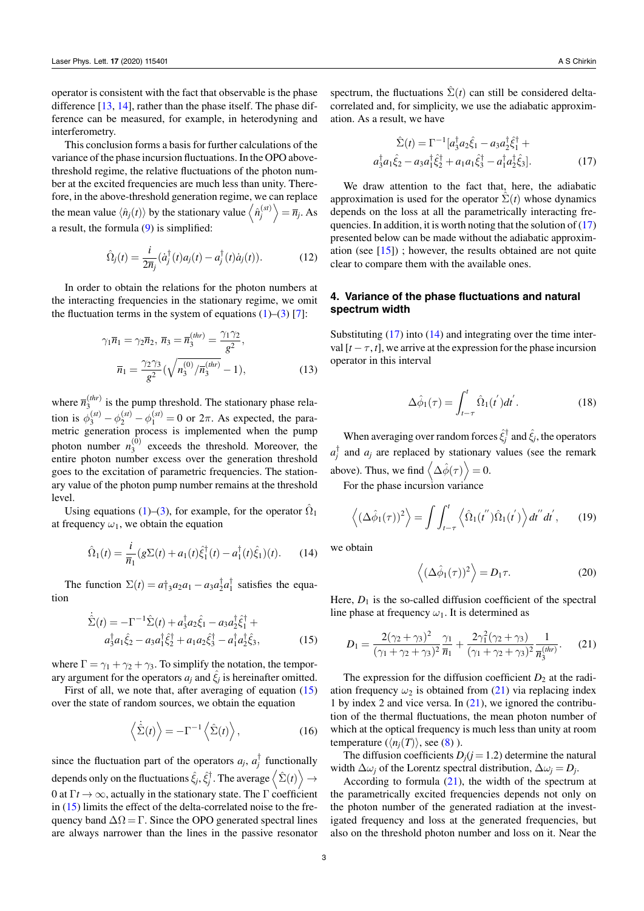operator is consistent with the fact that observable is the phase difference [13, 14], rather than the phase itself. The phase difference can be measured, for example, in heterodyning and interferometry.

This conclusion forms a basis for further calculations of the variance of the phase incursion fluctuations. In the OPO above-threshold regime, the relative fluctuations of the photon number at the excited frequencies are much less than unity. Therefore, in the above-threshold generation regime, we can replace the mean value $\langle \hat{n}_j(t) \rangle$ by the stationary value $\left\langle \hat{n}_j^{(st)} \right\rangle = \overline{n}_j$. As a result, the formula (9) is simplified:

$$\hat{\Omega}_j(t) = \frac{i}{2\overline{n}_j}(\dot{a}_j^{\dagger}(t)a_j(t) - a_j^{\dagger}(t)\dot{a}_j(t)). \tag{12}$$

In order to obtain the relations for the photon numbers at the interacting frequencies in the stationary regime, we omit the fluctuation terms in the system of equations (1)–(3) [7]:

$$\gamma_1\overline{n}_1 = \gamma_2\overline{n}_2,\ \overline{n}_3 = \overline{n}_3^{(thr)} = \frac{\gamma_1\gamma_2}{g^2},$$
$$\overline{n}_1 = \frac{\gamma_2\gamma_3}{g^2}\left(\sqrt{n_3^{(0)}/\overline{n}_3^{(thr)}} - 1\right), \tag{13}$$

where $\overline{n}_3^{(thr)}$ is the pump threshold. The stationary phase relation is $\phi_3^{(st)} - \phi_2^{(st)} - \phi_1^{(st)} = 0$ or $2\pi$. As expected, the parametric generation process is implemented when the pump photon number $n_3^{(0)}$ exceeds the threshold. Moreover, the entire photon number excess over the generation threshold goes to the excitation of parametric frequencies. The stationary value of the photon pump number remains at the threshold level.

Using equations (1)–(3), for example, for the operator $\hat{\Omega}_1$ at frequency $\omega_1$, we obtain the equation

$$\hat{\Omega}_1(t) = \frac{i}{\overline{n}_1}(g\Sigma(t) + a_1(t)\hat{\xi}_1^{\dagger}(t) - a_1^{\dagger}(t)\hat{\xi}_1)(t). \tag{14}$$

The function $\Sigma(t) = a\dagger_3 a_2 a_1 - a_3 a_2^{\dagger} a_1^{\dagger}$ satisfies the equation

$$\dot{\hat{\Sigma}}(t) = -\Gamma^{-1}\hat{\Sigma}(t) + a_3^{\dagger}a_2\hat{\xi}_1 - a_3 a_2^{\dagger}\hat{\xi}_1^{\dagger} +$$
$$a_3^{\dagger}a_1\hat{\xi}_2 - a_3 a_1^{\dagger}\hat{\xi}_2^{\dagger} + a_1 a_2\hat{\xi}_3^{\dagger} - a_1^{\dagger}a_2^{\dagger}\hat{\xi}_3, \tag{15}$$

where $\Gamma = \gamma_1 + \gamma_2 + \gamma_3$. To simplify the notation, the temporary argument for the operators $a_j$ and $\hat{\xi}_j$ is hereinafter omitted.

First of all, we note that, after averaging of equation (15) over the state of random sources, we obtain the equation

$$\left\langle \dot{\hat{\Sigma}}(t) \right\rangle = -\Gamma^{-1}\left\langle \hat{\Sigma}(t) \right\rangle, \tag{16}$$

since the fluctuation part of the operators $a_j$, $a_j^{\dagger}$ functionally depends only on the fluctuations $\hat{\xi}_j, \hat{\xi}_j^{\dagger}$. The average $\left\langle \hat{\Sigma}(t) \right\rangle \to 0$ at $\Gamma t \to \infty$, actually in the stationary state. The $\Gamma$ coefficient in (15) limits the effect of the delta-correlated noise to the frequency band $\Delta\Omega = \Gamma$. Since the OPO generated spectral lines are always narrower than the lines in the passive resonator spectrum, the fluctuations $\hat{\Sigma}(t)$ can still be considered delta-correlated and, for simplicity, we use the adiabatic approximation. As a result, we have

$$\hat{\Sigma}(t) = \Gamma^{-1}[a_3^{\dagger}a_2\hat{\xi}_1 - a_3 a_2^{\dagger}\hat{\xi}_1^{\dagger} +$$
$$a_3^{\dagger}a_1\hat{\xi}_2 - a_3 a_1^{\dagger}\hat{\xi}_2^{\dagger} + a_1 a_1\hat{\xi}_3^{\dagger} - a_1^{\dagger}a_2^{\dagger}\hat{\xi}_3]. \tag{17}$$

We draw attention to the fact that, here, the adiabatic approximation is used for the operator $\hat{\Sigma}(t)$ whose dynamics depends on the loss at all the parametrically interacting frequencies. In addition, it is worth noting that the solution of (17) presented below can be made without the adiabatic approximation (see [15]) ; however, the results obtained are not quite clear to compare them with the available ones.

## 4. Variance of the phase fluctuations and natural spectrum width

Substituting (17) into (14) and integrating over the time interval $[t-\tau, t]$, we arrive at the expression for the phase incursion operator in this interval

$$\Delta\hat{\phi}_1(\tau) = \int_{t-\tau}^{t} \hat{\Omega}_1(t')dt'. \tag{18}$$

When averaging over random forces $\hat{\xi}_j^{\dagger}$ and $\hat{\xi}_j$, the operators $a_j^{\dagger}$ and $a_j$ are replaced by stationary values (see the remark above). Thus, we find $\left\langle \Delta\hat{\phi}(\tau) \right\rangle = 0$.

For the phase incursion variance

$$\left\langle (\Delta\hat{\phi}_1(\tau))^2 \right\rangle = \int\int_{t-\tau}^{t} \left\langle \hat{\Omega}_1(t'')\hat{\Omega}_1(t') \right\rangle dt''dt', \tag{19}$$

we obtain

$$\left\langle (\Delta\hat{\phi}_1(\tau))^2 \right\rangle = D_1\tau. \tag{20}$$

Here, $D_1$ is the so-called diffusion coefficient of the spectral line phase at frequency $\omega_1$. It is determined as

$$D_1 = \frac{2(\gamma_2+\gamma_3)^2}{(\gamma_1+\gamma_2+\gamma_3)^2}\frac{\gamma_1}{\overline{n}_1} + \frac{2\gamma_1^2(\gamma_2+\gamma_3)}{(\gamma_1+\gamma_2+\gamma_3)^2}\frac{1}{\overline{n}_3^{(thr)}}. \tag{21}$$

The expression for the diffusion coefficient $D_2$ at the radiation frequency $\omega_2$ is obtained from (21) via replacing index 1 by index 2 and vice versa. In (21), we ignored the contribution of the thermal fluctuations, the mean photon number of which at the optical frequency is much less than unity at room temperature ($\langle n_j(T) \rangle$, see (8) ).

The diffusion coefficients $D_j (j = 1.2)$ determine the natural width $\Delta\omega_j$ of the Lorentz spectral distribution, $\Delta\omega_j = D_j$.

According to formula (21), the width of the spectrum at the parametrically excited frequencies depends not only on the photon number of the generated radiation at the investigated frequency and loss at the generated frequencies, but also on the threshold photon number and loss on it. Near the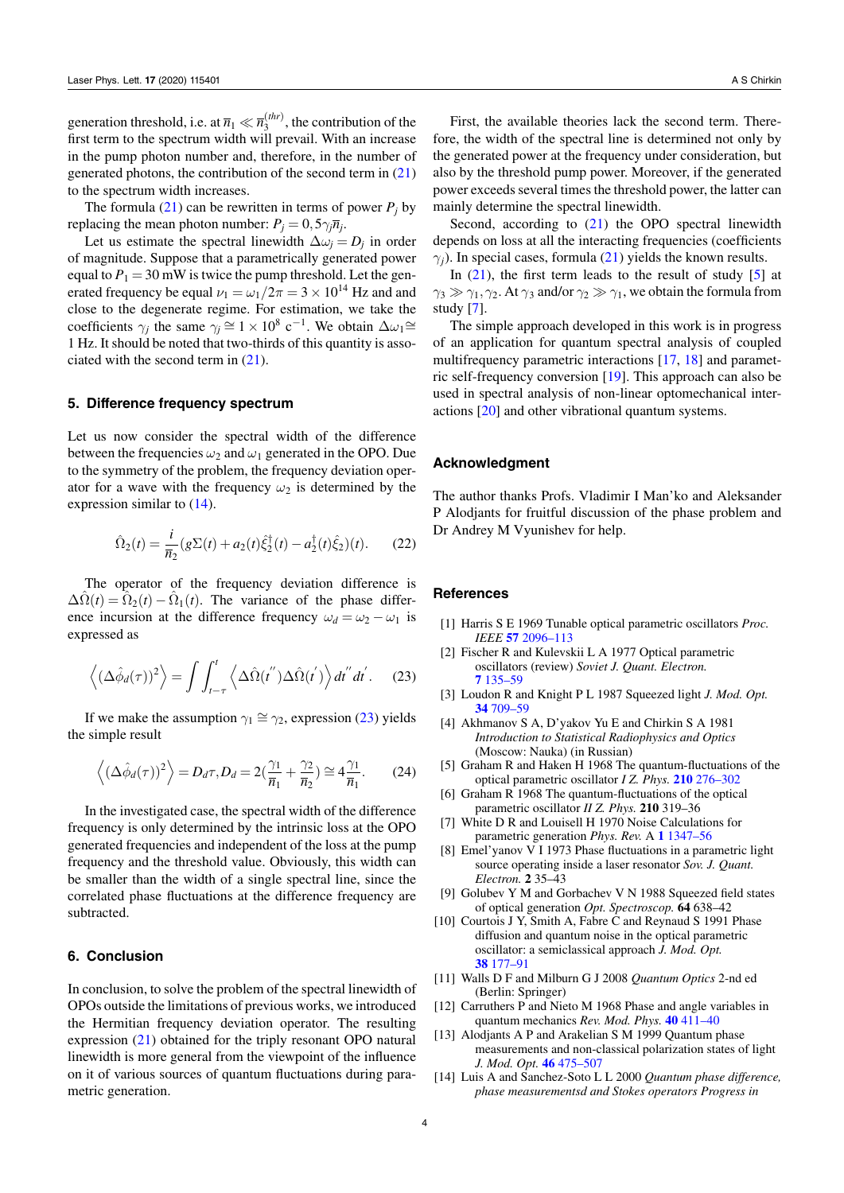generation threshold, i.e. at $\bar{n}_1 \ll \bar{n}_3^{(thr)}$, the contribution of the first term to the spectrum width will prevail. With an increase in the pump photon number and, therefore, in the number of generated photons, the contribution of the second term in (21) to the spectrum width increases.

The formula (21) can be rewritten in terms of power $P_j$ by replacing the mean photon number: $P_j = 0,5\gamma_j\bar{n}_j$.

Let us estimate the spectral linewidth $\Delta\omega_j = D_j$ in order of magnitude. Suppose that a parametrically generated power equal to $P_1 = 30$ mW is twice the pump threshold. Let the generated frequency be equal $\nu_1 = \omega_1/2\pi = 3\times10^{14}$ Hz and and close to the degenerate regime. For estimation, we take the coefficients $\gamma_j$ the same $\gamma_j \cong 1\times10^8$ c$^{-1}$. We obtain $\Delta\omega_1 \cong$ 1 Hz. It should be noted that two-thirds of this quantity is associated with the second term in (21).

## 5. Difference frequency spectrum

Let us now consider the spectral width of the difference between the frequencies $\omega_2$ and $\omega_1$ generated in the OPO. Due to the symmetry of the problem, the frequency deviation operator for a wave with the frequency $\omega_2$ is determined by the expression similar to (14).

$$\hat{\Omega}_2(t) = \frac{i}{\bar{n}_2}(g\Sigma(t) + a_2(t)\hat{\xi}_2^{\dagger}(t) - a_2^{\dagger}(t)\hat{\xi}_2)(t). \quad (22)$$

The operator of the frequency deviation difference is $\Delta\hat{\Omega}(t) = \hat{\Omega}_2(t) - \hat{\Omega}_1(t)$. The variance of the phase difference incursion at the difference frequency $\omega_d = \omega_2 - \omega_1$ is expressed as

$$\left\langle (\Delta\hat{\phi}_d(\tau))^2 \right\rangle = \int\int_{t-\tau}^{t} \left\langle \Delta\hat{\Omega}(t^{''})\Delta\hat{\Omega}(t^{'}) \right\rangle dt^{''}dt^{'}. \quad (23)$$

If we make the assumption $\gamma_1 \cong \gamma_2$, expression (23) yields the simple result

$$\left\langle (\Delta\hat{\phi}_d(\tau))^2 \right\rangle = D_d\tau, D_d = 2(\frac{\gamma_1}{\bar{n}_1} + \frac{\gamma_2}{\bar{n}_2}) \cong 4\frac{\gamma_1}{\bar{n}_1}. \quad (24)$$

In the investigated case, the spectral width of the difference frequency is only determined by the intrinsic loss at the OPO generated frequencies and independent of the loss at the pump frequency and the threshold value. Obviously, this width can be smaller than the width of a single spectral line, since the correlated phase fluctuations at the difference frequency are subtracted.

## 6. Conclusion

In conclusion, to solve the problem of the spectral linewidth of OPOs outside the limitations of previous works, we introduced the Hermitian frequency deviation operator. The resulting expression (21) obtained for the triply resonant OPO natural linewidth is more general from the viewpoint of the influence on it of various sources of quantum fluctuations during parametric generation.

First, the available theories lack the second term. Therefore, the width of the spectral line is determined not only by the generated power at the frequency under consideration, but also by the threshold pump power. Moreover, if the generated power exceeds several times the threshold power, the latter can mainly determine the spectral linewidth.

Second, according to (21) the OPO spectral linewidth depends on loss at all the interacting frequencies (coefficients $\gamma_j$). In special cases, formula (21) yields the known results.

In (21), the first term leads to the result of study [5] at $\gamma_3 \gg \gamma_1, \gamma_2$. At $\gamma_3$ and/or $\gamma_2 \gg \gamma_1$, we obtain the formula from study [7].

The simple approach developed in this work is in progress of an application for quantum spectral analysis of coupled multifrequency parametric interactions [17, 18] and parametric self-frequency conversion [19]. This approach can also be used in spectral analysis of non-linear optomechanical interactions [20] and other vibrational quantum systems.

## Acknowledgment

The author thanks Profs. Vladimir I Man'ko and Aleksander P Alodjants for fruitful discussion of the phase problem and Dr Andrey M Vyunishev for help.

## References

[1] Harris S E 1969 Tunable optical parametric oscillators *Proc. IEEE* **57** 2096–113

[2] Fischer R and Kulevskii L A 1977 Optical parametric oscillators (review) *Soviet J. Quant. Electron.* **7** 135–59

[3] Loudon R and Knight P L 1987 Squeezed light *J. Mod. Opt.* **34** 709–59

[4] Akhmanov S A, D'yakov Yu E and Chirkin S A 1981 *Introduction to Statistical Radiophysics and Optics* (Moscow: Nauka) (in Russian)

[5] Graham R and Haken H 1968 The quantum-fluctuations of the optical parametric oscillator *I Z. Phys.* **210** 276–302

[6] Graham R 1968 The quantum-fluctuations of the optical parametric oscillator *II Z. Phys.* **210** 319–36

[7] White D R and Louisell H 1970 Noise Calculations for parametric generation *Phys. Rev.* A **1** 1347–56

[8] Emel'yanov V I 1973 Phase fluctuations in a parametric light source operating inside a laser resonator *Sov. J. Quant. Electron.* **2** 35–43

[9] Golubev Y M and Gorbachev V N 1988 Squeezed field states of optical generation *Opt. Spectroscop.* **64** 638–42

[10] Courtois J Y, Smith A, Fabre C and Reynaud S 1991 Phase diffusion and quantum noise in the optical parametric oscillator: a semiclassical approach *J. Mod. Opt.* **38** 177–91

[11] Walls D F and Milburn G J 2008 *Quantum Optics* 2-nd ed (Berlin: Springer)

[12] Carruthers P and Nieto M 1968 Phase and angle variables in quantum mechanics *Rev. Mod. Phys.* **40** 411–40

[13] Alodjants A P and Arakelian S M 1999 Quantum phase measurements and non-classical polarization states of light *J. Mod. Opt.* **46** 475–507

[14] Luis A and Sanchez-Soto L L 2000 *Quantum phase difference, phase measurementsd and Stokes operators Progress in*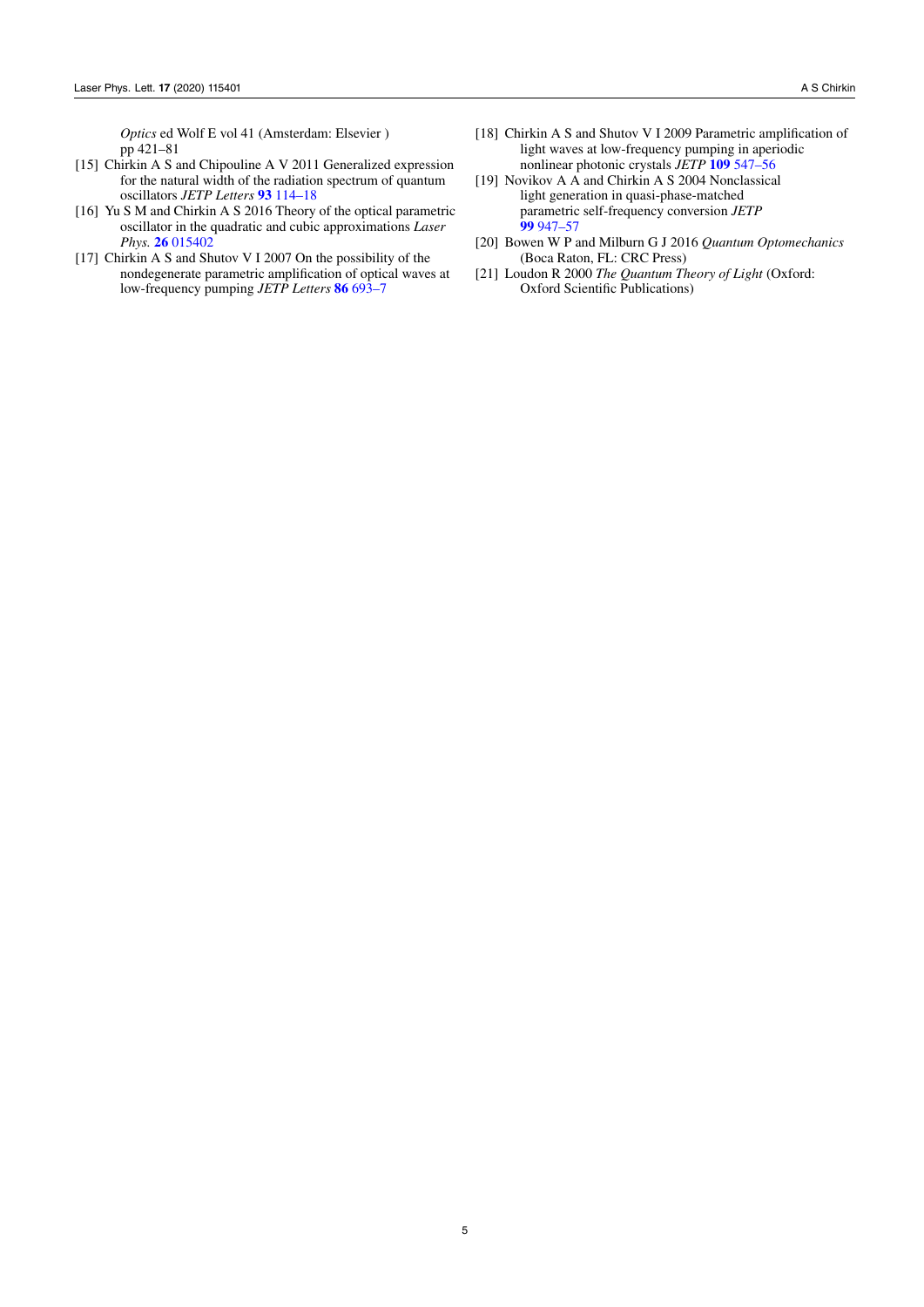*Optics* ed Wolf E vol 41 (Amsterdam: Elsevier ) pp 421–81

[15] Chirkin A S and Chipouline A V 2011 Generalized expression for the natural width of the radiation spectrum of quantum oscillators *JETP Letters* **93** 114–18

[16] Yu S M and Chirkin A S 2016 Theory of the optical parametric oscillator in the quadratic and cubic approximations *Laser Phys.* **26** 015402

[17] Chirkin A S and Shutov V I 2007 On the possibility of the nondegenerate parametric amplification of optical waves at low-frequency pumping *JETP Letters* **86** 693–7

[18] Chirkin A S and Shutov V I 2009 Parametric amplification of light waves at low-frequency pumping in aperiodic nonlinear photonic crystals *JETP* **109** 547–56

[19] Novikov A A and Chirkin A S 2004 Nonclassical light generation in quasi-phase-matched parametric self-frequency conversion *JETP* **99** 947–57

[20] Bowen W P and Milburn G J 2016 *Quantum Optomechanics* (Boca Raton, FL: CRC Press)

[21] Loudon R 2000 *The Quantum Theory of Light* (Oxford: Oxford Scientific Publications)